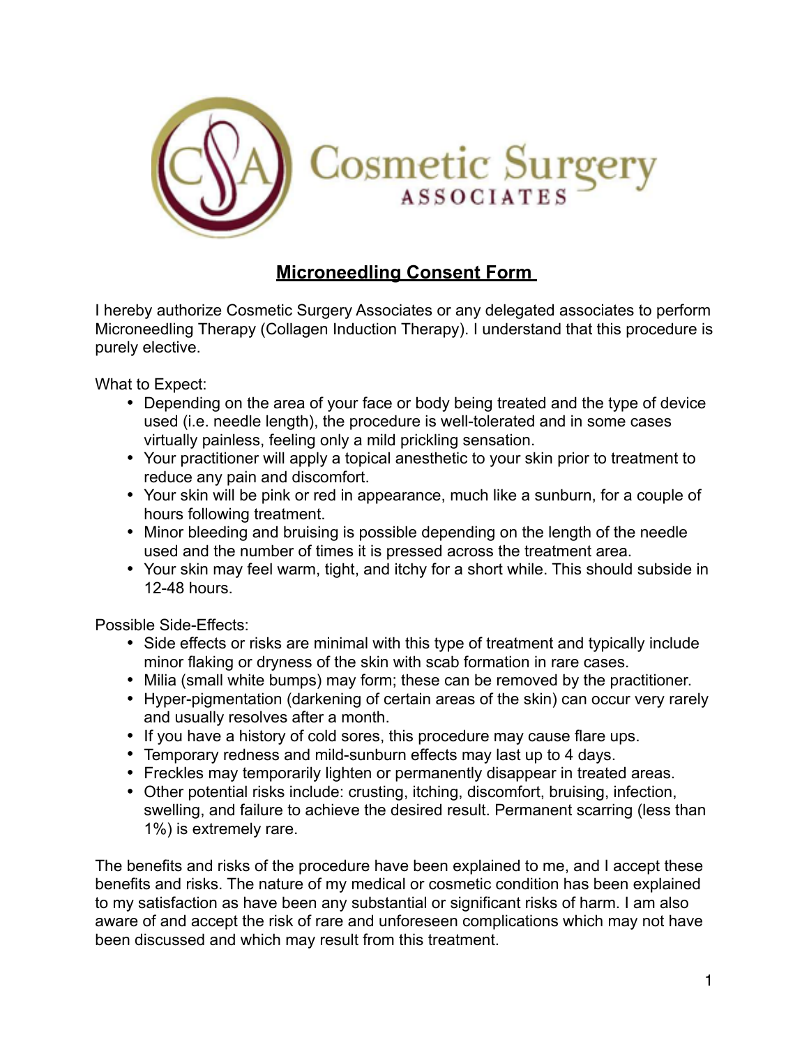Cosmetic Surgery ASSOCIATES

# Microneedling Consent Form

I hereby authorize Cosmetic Surgery Associates or any delegated associates to perform Microneedling Therapy (Collagen Induction Therapy). I understand that this procedure is purely elective.

What to Expect:

- Depending on the area of your face or body being treated and the type of device used (i.e. needle length), the procedure is well-tolerated and in some cases virtually painless, feeling only a mild prickling sensation.
- Your practitioner will apply a topical anesthetic to your skin prior to treatment to reduce any pain and discomfort.
- Your skin will be pink or red in appearance, much like a sunburn, for a couple of hours following treatment.
- Minor bleeding and bruising is possible depending on the length of the needle used and the number of times it is pressed across the treatment area.
- Your skin may feel warm, tight, and itchy for a short while. This should subside in 12-48 hours.

Possible Side-Effects:

- Side effects or risks are minimal with this type of treatment and typically include minor flaking or dryness of the skin with scab formation in rare cases.
- Milia (small white bumps) may form; these can be removed by the practitioner.
- Hyper-pigmentation (darkening of certain areas of the skin) can occur very rarely and usually resolves after a month.
- If you have a history of cold sores, this procedure may cause flare ups.
- Temporary redness and mild-sunburn effects may last up to 4 days.
- Freckles may temporarily lighten or permanently disappear in treated areas.
- Other potential risks include: crusting, itching, discomfort, bruising, infection, swelling, and failure to achieve the desired result. Permanent scarring (less than 1%) is extremely rare.

The benefits and risks of the procedure have been explained to me, and I accept these benefits and risks. The nature of my medical or cosmetic condition has been explained to my satisfaction as have been any substantial or significant risks of harm. I am also aware of and accept the risk of rare and unforeseen complications which may not have been discussed and which may result from this treatment.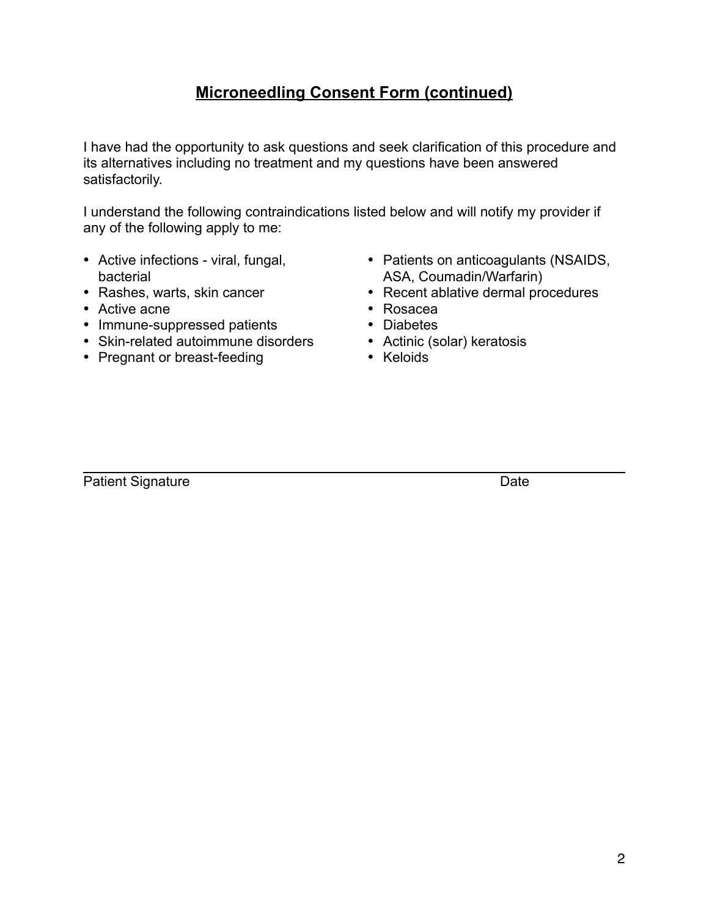## Microneedling Consent Form (continued)

I have had the opportunity to ask questions and seek clarification of this procedure and its alternatives including no treatment and my questions have been answered satisfactorily.

I understand the following contraindications listed below and will notify my provider if any of the following apply to me:

- Active infections - viral, fungal, bacterial
- Rashes, warts, skin cancer
- Active acne
- Immune-suppressed patients
- Skin-related autoimmune disorders
- Pregnant or breast-feeding
- Patients on anticoagulants (NSAIDS, ASA, Coumadin/Warfarin)
- Recent ablative dermal procedures
- Rosacea
- Diabetes
- Actinic (solar) keratosis
- Keloids

______________________________________________________________

Patient Signature                                                                                    Date